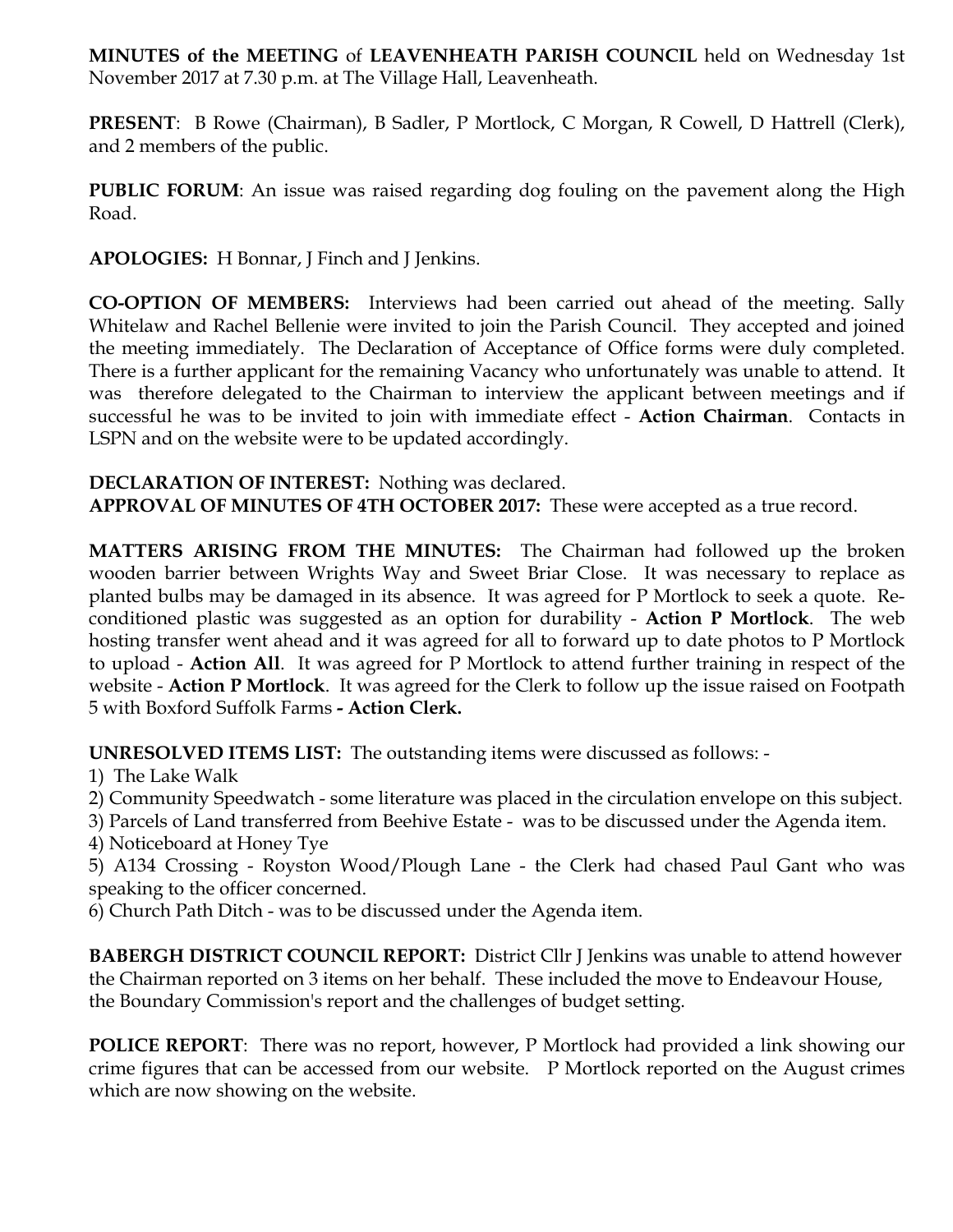**MINUTES of the MEETING** of **LEAVENHEATH PARISH COUNCIL** held on Wednesday 1st November 2017 at 7.30 p.m. at The Village Hall, Leavenheath.

**PRESENT**: B Rowe (Chairman), B Sadler, P Mortlock, C Morgan, R Cowell, D Hattrell (Clerk), and 2 members of the public.

**PUBLIC FORUM**: An issue was raised regarding dog fouling on the pavement along the High Road.

**APOLOGIES:** H Bonnar, J Finch and J Jenkins.

**CO-OPTION OF MEMBERS:** Interviews had been carried out ahead of the meeting. Sally Whitelaw and Rachel Bellenie were invited to join the Parish Council. They accepted and joined the meeting immediately. The Declaration of Acceptance of Office forms were duly completed. There is a further applicant for the remaining Vacancy who unfortunately was unable to attend. It was therefore delegated to the Chairman to interview the applicant between meetings and if successful he was to be invited to join with immediate effect - **Action Chairman**. Contacts in LSPN and on the website were to be updated accordingly.

**DECLARATION OF INTEREST:** Nothing was declared.
**APPROVAL OF MINUTES OF 4TH OCTOBER 2017:** These were accepted as a true record.

**MATTERS ARISING FROM THE MINUTES:** The Chairman had followed up the broken wooden barrier between Wrights Way and Sweet Briar Close. It was necessary to replace as planted bulbs may be damaged in its absence. It was agreed for P Mortlock to seek a quote. Re-conditioned plastic was suggested as an option for durability - **Action P Mortlock**. The web hosting transfer went ahead and it was agreed for all to forward up to date photos to P Mortlock to upload - **Action All**. It was agreed for P Mortlock to attend further training in respect of the website - **Action P Mortlock**. It was agreed for the Clerk to follow up the issue raised on Footpath 5 with Boxford Suffolk Farms **- Action Clerk.**

**UNRESOLVED ITEMS LIST:** The outstanding items were discussed as follows: -

1) The Lake Walk
2) Community Speedwatch - some literature was placed in the circulation envelope on this subject.
3) Parcels of Land transferred from Beehive Estate - was to be discussed under the Agenda item.
4) Noticeboard at Honey Tye
5) A134 Crossing - Royston Wood/Plough Lane - the Clerk had chased Paul Gant who was speaking to the officer concerned.
6) Church Path Ditch - was to be discussed under the Agenda item.

**BABERGH DISTRICT COUNCIL REPORT:** District Cllr J Jenkins was unable to attend however the Chairman reported on 3 items on her behalf. These included the move to Endeavour House, the Boundary Commission's report and the challenges of budget setting.

**POLICE REPORT**: There was no report, however, P Mortlock had provided a link showing our crime figures that can be accessed from our website. P Mortlock reported on the August crimes which are now showing on the website.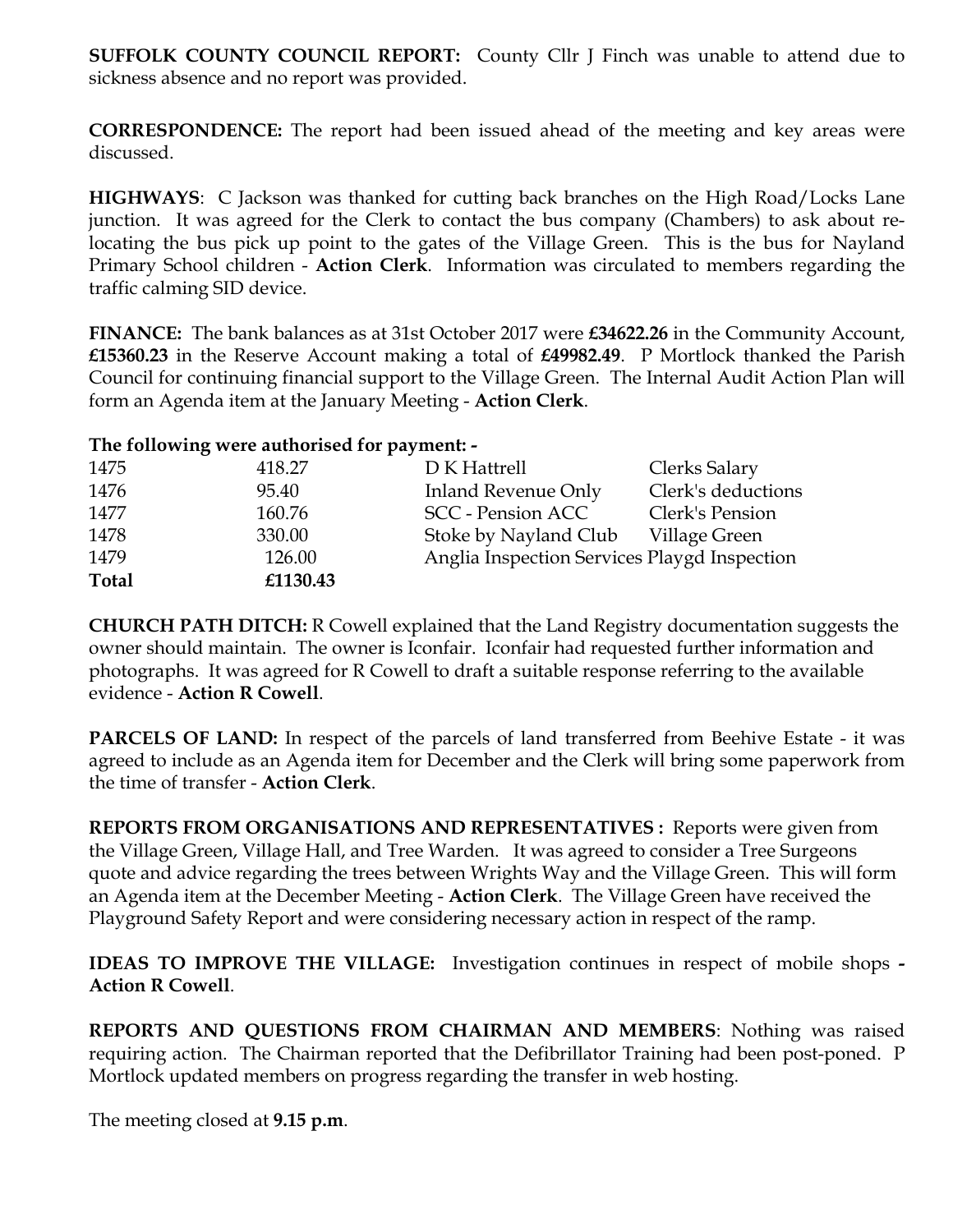**SUFFOLK COUNTY COUNCIL REPORT:** County Cllr J Finch was unable to attend due to sickness absence and no report was provided.

**CORRESPONDENCE:** The report had been issued ahead of the meeting and key areas were discussed.

**HIGHWAYS**: C Jackson was thanked for cutting back branches on the High Road/Locks Lane junction. It was agreed for the Clerk to contact the bus company (Chambers) to ask about re-locating the bus pick up point to the gates of the Village Green. This is the bus for Nayland Primary School children - **Action Clerk**. Information was circulated to members regarding the traffic calming SID device.

**FINANCE:** The bank balances as at 31st October 2017 were **£34622.26** in the Community Account, **£15360.23** in the Reserve Account making a total of **£49982.49**. P Mortlock thanked the Parish Council for continuing financial support to the Village Green. The Internal Audit Action Plan will form an Agenda item at the January Meeting - **Action Clerk**.

**The following were authorised for payment: -**

| | | | |
|---|---|---|---|
| 1475 | 418.27 | D K Hattrell | Clerks Salary |
| 1476 | 95.40 | Inland Revenue Only | Clerk's deductions |
| 1477 | 160.76 | SCC - Pension ACC | Clerk's Pension |
| 1478 | 330.00 | Stoke by Nayland Club | Village Green |
| 1479 | 126.00 | Anglia Inspection Services | Playgd Inspection |
| **Total** | **£1130.43** | | |

**CHURCH PATH DITCH:** R Cowell explained that the Land Registry documentation suggests the owner should maintain. The owner is Iconfair. Iconfair had requested further information and photographs. It was agreed for R Cowell to draft a suitable response referring to the available evidence - **Action R Cowell**.

**PARCELS OF LAND:** In respect of the parcels of land transferred from Beehive Estate - it was agreed to include as an Agenda item for December and the Clerk will bring some paperwork from the time of transfer - **Action Clerk**.

**REPORTS FROM ORGANISATIONS AND REPRESENTATIVES :** Reports were given from the Village Green, Village Hall, and Tree Warden. It was agreed to consider a Tree Surgeons quote and advice regarding the trees between Wrights Way and the Village Green. This will form an Agenda item at the December Meeting - **Action Clerk**. The Village Green have received the Playground Safety Report and were considering necessary action in respect of the ramp.

**IDEAS TO IMPROVE THE VILLAGE:** Investigation continues in respect of mobile shops **- Action R Cowell**.

**REPORTS AND QUESTIONS FROM CHAIRMAN AND MEMBERS**: Nothing was raised requiring action. The Chairman reported that the Defibrillator Training had been post-poned. P Mortlock updated members on progress regarding the transfer in web hosting.

The meeting closed at **9.15 p.m**.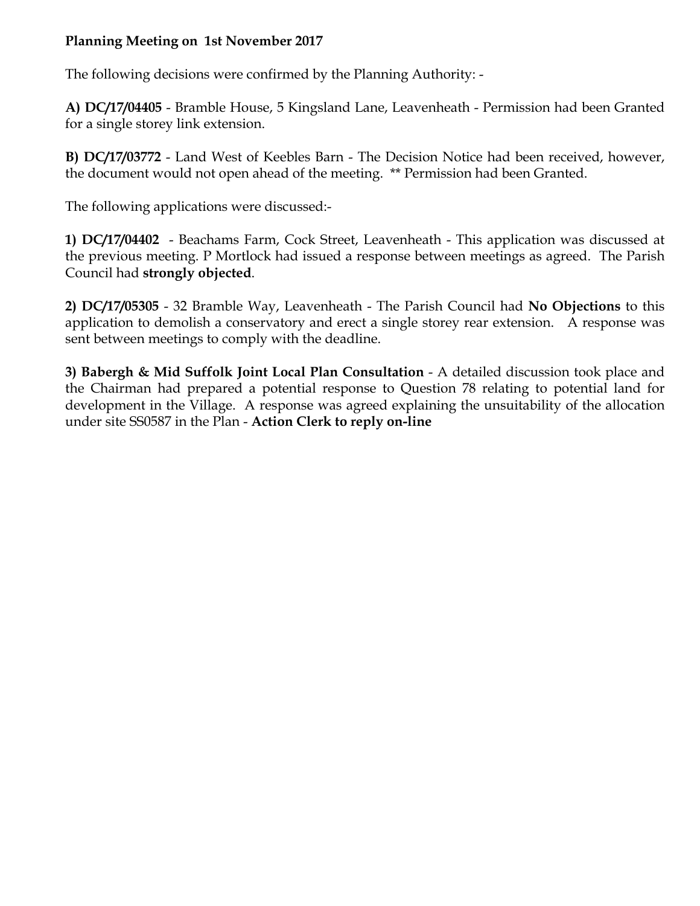**Planning Meeting on 1st November 2017**

The following decisions were confirmed by the Planning Authority: -

**A) DC/17/04405** - Bramble House, 5 Kingsland Lane, Leavenheath - Permission had been Granted for a single storey link extension.

**B) DC/17/03772** - Land West of Keebles Barn - The Decision Notice had been received, however, the document would not open ahead of the meeting. ** Permission had been Granted.

The following applications were discussed:-

**1) DC/17/04402** - Beachams Farm, Cock Street, Leavenheath - This application was discussed at the previous meeting. P Mortlock had issued a response between meetings as agreed. The Parish Council had **strongly objected**.

**2) DC/17/05305** - 32 Bramble Way, Leavenheath - The Parish Council had **No Objections** to this application to demolish a conservatory and erect a single storey rear extension. A response was sent between meetings to comply with the deadline.

**3) Babergh & Mid Suffolk Joint Local Plan Consultation** - A detailed discussion took place and the Chairman had prepared a potential response to Question 78 relating to potential land for development in the Village. A response was agreed explaining the unsuitability of the allocation under site SS0587 in the Plan - **Action Clerk to reply on-line**